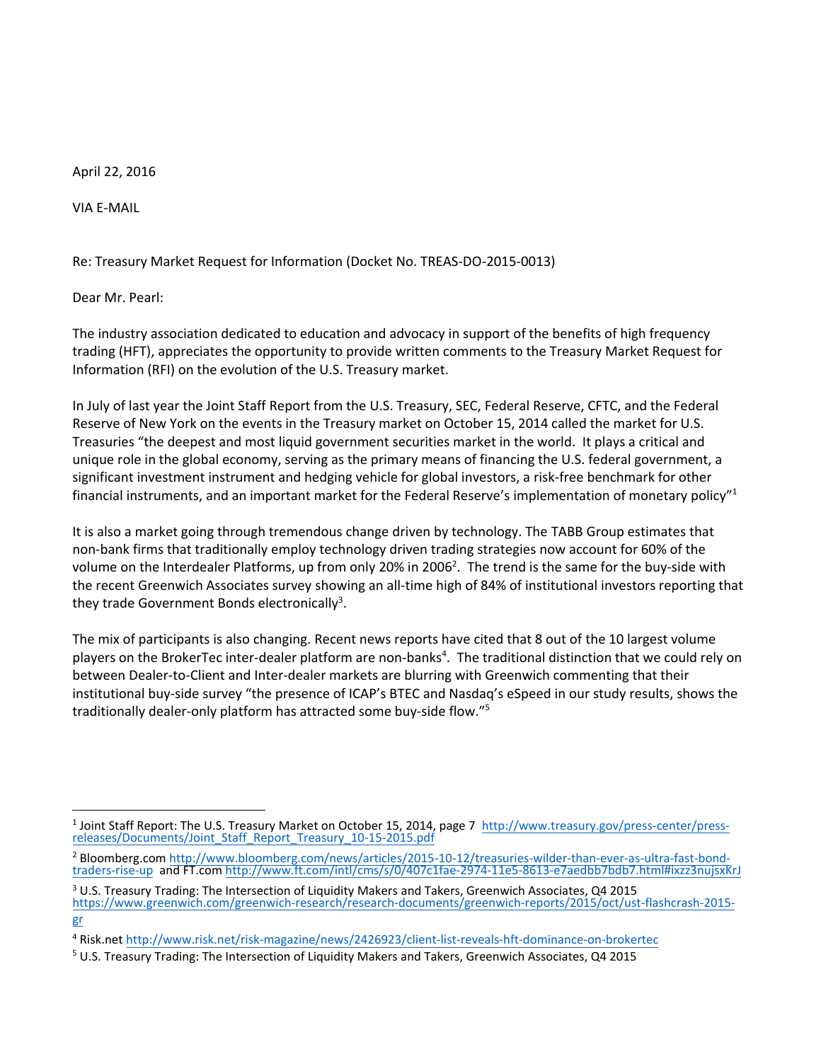April 22, 2016

VIA E-MAIL

Re: Treasury Market Request for Information (Docket No. TREAS-DO-2015-0013)

Dear Mr. Pearl:

The industry association dedicated to education and advocacy in support of the benefits of high frequency trading (HFT), appreciates the opportunity to provide written comments to the Treasury Market Request for Information (RFI) on the evolution of the U.S. Treasury market.

In July of last year the Joint Staff Report from the U.S. Treasury, SEC, Federal Reserve, CFTC, and the Federal Reserve of New York on the events in the Treasury market on October 15, 2014 called the market for U.S. Treasuries "the deepest and most liquid government securities market in the world. It plays a critical and unique role in the global economy, serving as the primary means of financing the U.S. federal government, a significant investment instrument and hedging vehicle for global investors, a risk-free benchmark for other financial instruments, and an important market for the Federal Reserve's implementation of monetary policy"[1]

It is also a market going through tremendous change driven by technology. The TABB Group estimates that non-bank firms that traditionally employ technology driven trading strategies now account for 60% of the volume on the Interdealer Platforms, up from only 20% in 2006[2]. The trend is the same for the buy-side with the recent Greenwich Associates survey showing an all-time high of 84% of institutional investors reporting that they trade Government Bonds electronically[3].

The mix of participants is also changing. Recent news reports have cited that 8 out of the 10 largest volume players on the BrokerTec inter-dealer platform are non-banks[4]. The traditional distinction that we could rely on between Dealer-to-Client and Inter-dealer markets are blurring with Greenwich commenting that their institutional buy-side survey "the presence of ICAP's BTEC and Nasdaq's eSpeed in our study results, shows the traditionally dealer-only platform has attracted some buy-side flow."[5]

---

[1] Joint Staff Report: The U.S. Treasury Market on October 15, 2014, page 7 http://www.treasury.gov/press-center/press-releases/Documents/Joint_Staff_Report_Treasury_10-15-2015.pdf

[2] Bloomberg.com http://www.bloomberg.com/news/articles/2015-10-12/treasuries-wilder-than-ever-as-ultra-fast-bond-traders-rise-up and FT.com http://www.ft.com/intl/cms/s/0/407c1fae-2974-11e5-8613-e7aedbb7bdb7.html#ixzz3nujsxKrJ

[3] U.S. Treasury Trading: The Intersection of Liquidity Makers and Takers, Greenwich Associates, Q4 2015 https://www.greenwich.com/greenwich-research/research-documents/greenwich-reports/2015/oct/ust-flashcrash-2015-gr

[4] Risk.net http://www.risk.net/risk-magazine/news/2426923/client-list-reveals-hft-dominance-on-brokertec

[5] U.S. Treasury Trading: The Intersection of Liquidity Makers and Takers, Greenwich Associates, Q4 2015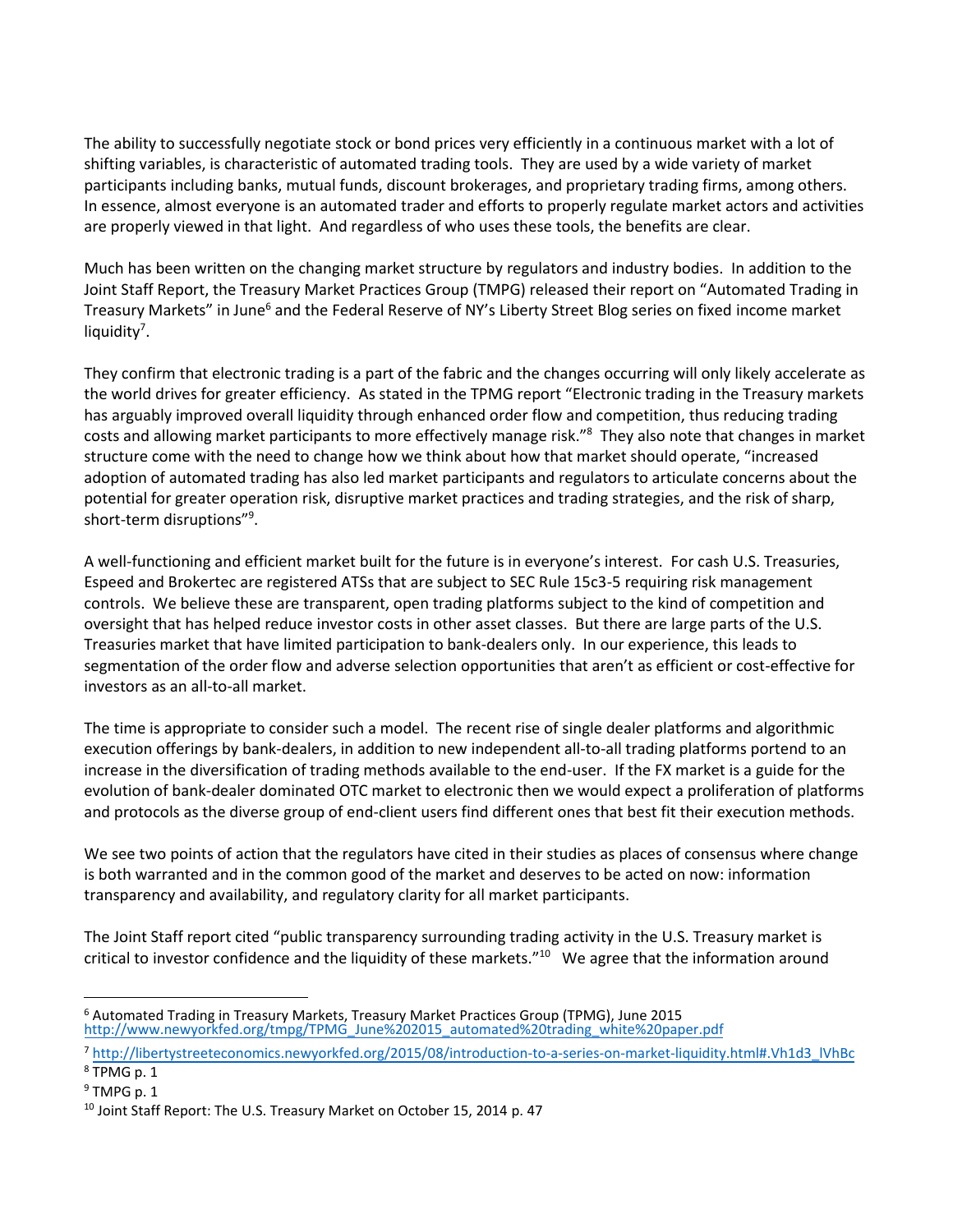The ability to successfully negotiate stock or bond prices very efficiently in a continuous market with a lot of shifting variables, is characteristic of automated trading tools. They are used by a wide variety of market participants including banks, mutual funds, discount brokerages, and proprietary trading firms, among others. In essence, almost everyone is an automated trader and efforts to properly regulate market actors and activities are properly viewed in that light. And regardless of who uses these tools, the benefits are clear.

Much has been written on the changing market structure by regulators and industry bodies. In addition to the Joint Staff Report, the Treasury Market Practices Group (TMPG) released their report on "Automated Trading in Treasury Markets" in June[6] and the Federal Reserve of NY's Liberty Street Blog series on fixed income market liquidity[7].

They confirm that electronic trading is a part of the fabric and the changes occurring will only likely accelerate as the world drives for greater efficiency. As stated in the TPMG report "Electronic trading in the Treasury markets has arguably improved overall liquidity through enhanced order flow and competition, thus reducing trading costs and allowing market participants to more effectively manage risk."[8] They also note that changes in market structure come with the need to change how we think about how that market should operate, "increased adoption of automated trading has also led market participants and regulators to articulate concerns about the potential for greater operation risk, disruptive market practices and trading strategies, and the risk of sharp, short-term disruptions"[9].

A well-functioning and efficient market built for the future is in everyone's interest. For cash U.S. Treasuries, Espeed and Brokertec are registered ATSs that are subject to SEC Rule 15c3-5 requiring risk management controls. We believe these are transparent, open trading platforms subject to the kind of competition and oversight that has helped reduce investor costs in other asset classes. But there are large parts of the U.S. Treasuries market that have limited participation to bank-dealers only. In our experience, this leads to segmentation of the order flow and adverse selection opportunities that aren't as efficient or cost-effective for investors as an all-to-all market.

The time is appropriate to consider such a model. The recent rise of single dealer platforms and algorithmic execution offerings by bank-dealers, in addition to new independent all-to-all trading platforms portend to an increase in the diversification of trading methods available to the end-user. If the FX market is a guide for the evolution of bank-dealer dominated OTC market to electronic then we would expect a proliferation of platforms and protocols as the diverse group of end-client users find different ones that best fit their execution methods.

We see two points of action that the regulators have cited in their studies as places of consensus where change is both warranted and in the common good of the market and deserves to be acted on now: information transparency and availability, and regulatory clarity for all market participants.

The Joint Staff report cited "public transparency surrounding trading activity in the U.S. Treasury market is critical to investor confidence and the liquidity of these markets."[10] We agree that the information around

---

[6] Automated Trading in Treasury Markets, Treasury Market Practices Group (TPMG), June 2015 http://www.newyorkfed.org/tmpg/TPMG_June%202015_automated%20trading_white%20paper.pdf

[7] http://libertystreeteconomics.newyorkfed.org/2015/08/introduction-to-a-series-on-market-liquidity.html#.Vh1d3_lVhBc

[8] TPMG p. 1

[9] TPMG p. 1

[10] Joint Staff Report: The U.S. Treasury Market on October 15, 2014 p. 47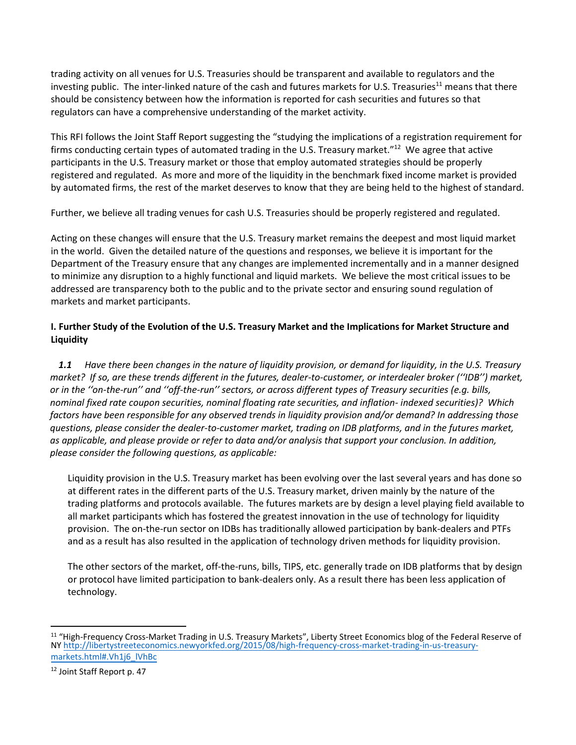trading activity on all venues for U.S. Treasuries should be transparent and available to regulators and the investing public. The inter-linked nature of the cash and futures markets for U.S. Treasuries[11] means that there should be consistency between how the information is reported for cash securities and futures so that regulators can have a comprehensive understanding of the market activity.

This RFI follows the Joint Staff Report suggesting the "studying the implications of a registration requirement for firms conducting certain types of automated trading in the U.S. Treasury market."[12] We agree that active participants in the U.S. Treasury market or those that employ automated strategies should be properly registered and regulated. As more and more of the liquidity in the benchmark fixed income market is provided by automated firms, the rest of the market deserves to know that they are being held to the highest of standard.

Further, we believe all trading venues for cash U.S. Treasuries should be properly registered and regulated.

Acting on these changes will ensure that the U.S. Treasury market remains the deepest and most liquid market in the world. Given the detailed nature of the questions and responses, we believe it is important for the Department of the Treasury ensure that any changes are implemented incrementally and in a manner designed to minimize any disruption to a highly functional and liquid markets. We believe the most critical issues to be addressed are transparency both to the public and to the private sector and ensuring sound regulation of markets and market participants.

**I. Further Study of the Evolution of the U.S. Treasury Market and the Implications for Market Structure and Liquidity**

***1.1*** *Have there been changes in the nature of liquidity provision, or demand for liquidity, in the U.S. Treasury market? If so, are these trends different in the futures, dealer-to-customer, or interdealer broker (''IDB'') market, or in the ''on-the-run'' and ''off-the-run'' sectors, or across different types of Treasury securities (e.g. bills, nominal fixed rate coupon securities, nominal floating rate securities, and inflation- indexed securities)? Which factors have been responsible for any observed trends in liquidity provision and/or demand? In addressing those questions, please consider the dealer-to-customer market, trading on IDB platforms, and in the futures market, as applicable, and please provide or refer to data and/or analysis that support your conclusion. In addition, please consider the following questions, as applicable:*

Liquidity provision in the U.S. Treasury market has been evolving over the last several years and has done so at different rates in the different parts of the U.S. Treasury market, driven mainly by the nature of the trading platforms and protocols available. The futures markets are by design a level playing field available to all market participants which has fostered the greatest innovation in the use of technology for liquidity provision. The on-the-run sector on IDBs has traditionally allowed participation by bank-dealers and PTFs and as a result has also resulted in the application of technology driven methods for liquidity provision.

The other sectors of the market, off-the-runs, bills, TIPS, etc. generally trade on IDB platforms that by design or protocol have limited participation to bank-dealers only. As a result there has been less application of technology.

---

[11] "High-Frequency Cross-Market Trading in U.S. Treasury Markets", Liberty Street Economics blog of the Federal Reserve of NY http://libertystreeteconomics.newyorkfed.org/2015/08/high-frequency-cross-market-trading-in-us-treasury-markets.html#.Vh1j6_lVhBc

[12] Joint Staff Report p. 47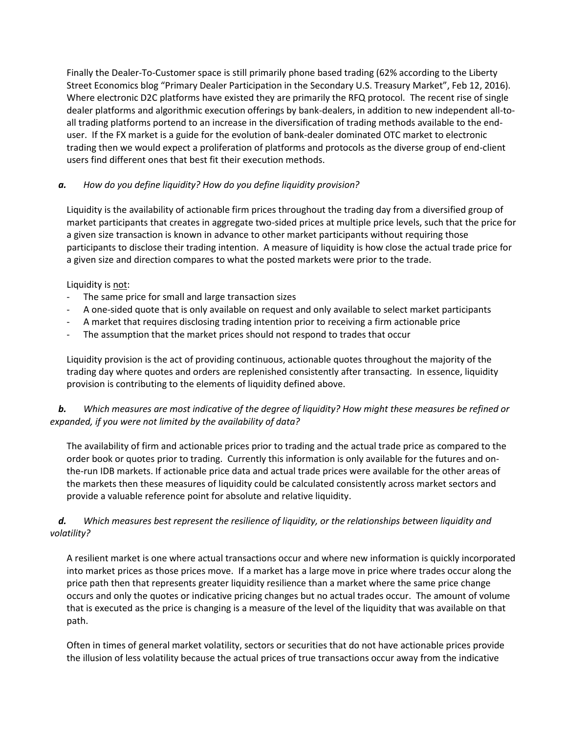Finally the Dealer-To-Customer space is still primarily phone based trading (62% according to the Liberty Street Economics blog "Primary Dealer Participation in the Secondary U.S. Treasury Market", Feb 12, 2016). Where electronic D2C platforms have existed they are primarily the RFQ protocol. The recent rise of single dealer platforms and algorithmic execution offerings by bank-dealers, in addition to new independent all-to-all trading platforms portend to an increase in the diversification of trading methods available to the end-user. If the FX market is a guide for the evolution of bank-dealer dominated OTC market to electronic trading then we would expect a proliferation of platforms and protocols as the diverse group of end-client users find different ones that best fit their execution methods.

***a.*** *How do you define liquidity? How do you define liquidity provision?*

Liquidity is the availability of actionable firm prices throughout the trading day from a diversified group of market participants that creates in aggregate two-sided prices at multiple price levels, such that the price for a given size transaction is known in advance to other market participants without requiring those participants to disclose their trading intention. A measure of liquidity is how close the actual trade price for a given size and direction compares to what the posted markets were prior to the trade.

Liquidity is not:

- The same price for small and large transaction sizes
- A one-sided quote that is only available on request and only available to select market participants
- A market that requires disclosing trading intention prior to receiving a firm actionable price
- The assumption that the market prices should not respond to trades that occur

Liquidity provision is the act of providing continuous, actionable quotes throughout the majority of the trading day where quotes and orders are replenished consistently after transacting. In essence, liquidity provision is contributing to the elements of liquidity defined above.

***b.*** *Which measures are most indicative of the degree of liquidity? How might these measures be refined or expanded, if you were not limited by the availability of data?*

The availability of firm and actionable prices prior to trading and the actual trade price as compared to the order book or quotes prior to trading. Currently this information is only available for the futures and on-the-run IDB markets. If actionable price data and actual trade prices were available for the other areas of the markets then these measures of liquidity could be calculated consistently across market sectors and provide a valuable reference point for absolute and relative liquidity.

***d.*** *Which measures best represent the resilience of liquidity, or the relationships between liquidity and volatility?*

A resilient market is one where actual transactions occur and where new information is quickly incorporated into market prices as those prices move. If a market has a large move in price where trades occur along the price path then that represents greater liquidity resilience than a market where the same price change occurs and only the quotes or indicative pricing changes but no actual trades occur. The amount of volume that is executed as the price is changing is a measure of the level of the liquidity that was available on that path.

Often in times of general market volatility, sectors or securities that do not have actionable prices provide the illusion of less volatility because the actual prices of true transactions occur away from the indicative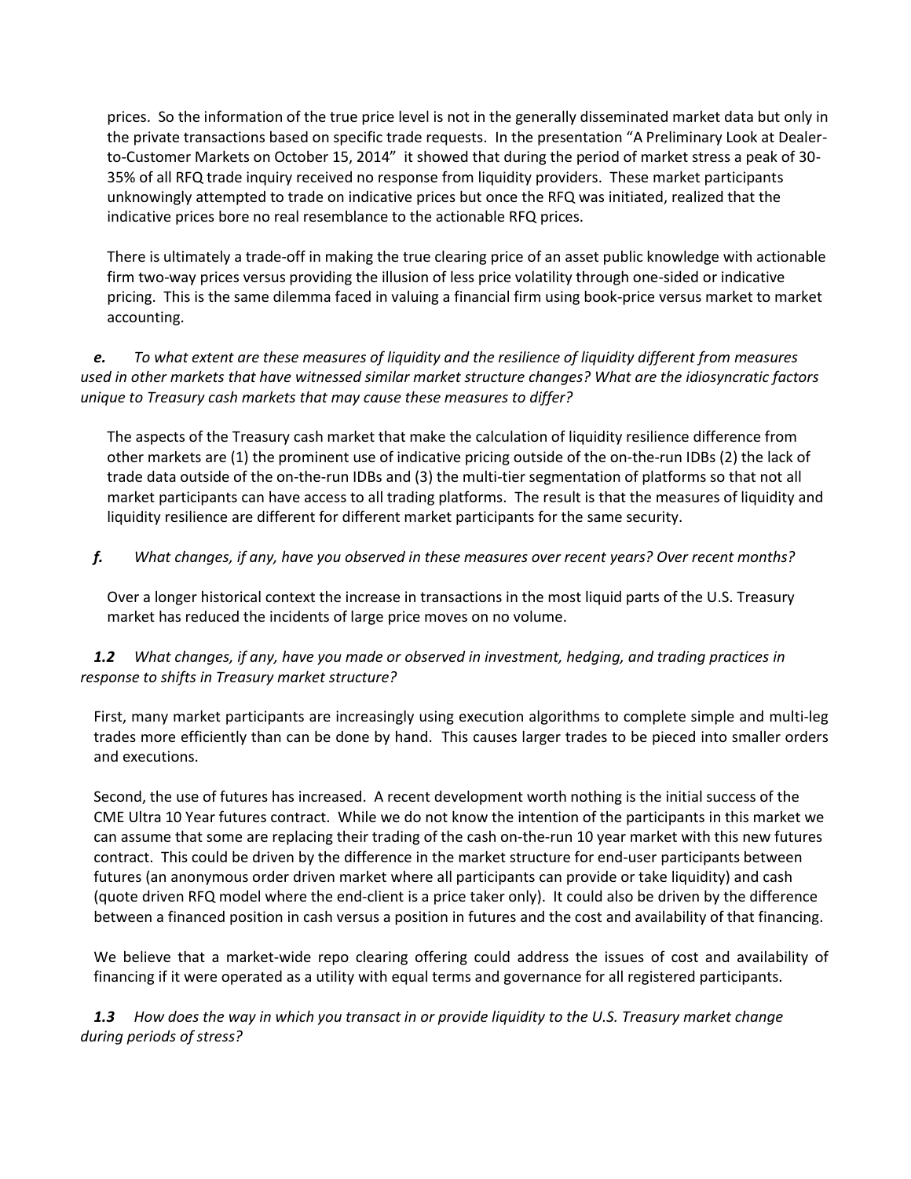prices. So the information of the true price level is not in the generally disseminated market data but only in the private transactions based on specific trade requests. In the presentation "A Preliminary Look at Dealer-to-Customer Markets on October 15, 2014" it showed that during the period of market stress a peak of 30-35% of all RFQ trade inquiry received no response from liquidity providers. These market participants unknowingly attempted to trade on indicative prices but once the RFQ was initiated, realized that the indicative prices bore no real resemblance to the actionable RFQ prices.

There is ultimately a trade-off in making the true clearing price of an asset public knowledge with actionable firm two-way prices versus providing the illusion of less price volatility through one-sided or indicative pricing. This is the same dilemma faced in valuing a financial firm using book-price versus market to market accounting.

***e.*** *To what extent are these measures of liquidity and the resilience of liquidity different from measures used in other markets that have witnessed similar market structure changes? What are the idiosyncratic factors unique to Treasury cash markets that may cause these measures to differ?*

The aspects of the Treasury cash market that make the calculation of liquidity resilience difference from other markets are (1) the prominent use of indicative pricing outside of the on-the-run IDBs (2) the lack of trade data outside of the on-the-run IDBs and (3) the multi-tier segmentation of platforms so that not all market participants can have access to all trading platforms. The result is that the measures of liquidity and liquidity resilience are different for different market participants for the same security.

***f.*** *What changes, if any, have you observed in these measures over recent years? Over recent months?*

Over a longer historical context the increase in transactions in the most liquid parts of the U.S. Treasury market has reduced the incidents of large price moves on no volume.

***1.2*** *What changes, if any, have you made or observed in investment, hedging, and trading practices in response to shifts in Treasury market structure?*

First, many market participants are increasingly using execution algorithms to complete simple and multi-leg trades more efficiently than can be done by hand. This causes larger trades to be pieced into smaller orders and executions.

Second, the use of futures has increased. A recent development worth nothing is the initial success of the CME Ultra 10 Year futures contract. While we do not know the intention of the participants in this market we can assume that some are replacing their trading of the cash on-the-run 10 year market with this new futures contract. This could be driven by the difference in the market structure for end-user participants between futures (an anonymous order driven market where all participants can provide or take liquidity) and cash (quote driven RFQ model where the end-client is a price taker only). It could also be driven by the difference between a financed position in cash versus a position in futures and the cost and availability of that financing.

We believe that a market-wide repo clearing offering could address the issues of cost and availability of financing if it were operated as a utility with equal terms and governance for all registered participants.

***1.3*** *How does the way in which you transact in or provide liquidity to the U.S. Treasury market change during periods of stress?*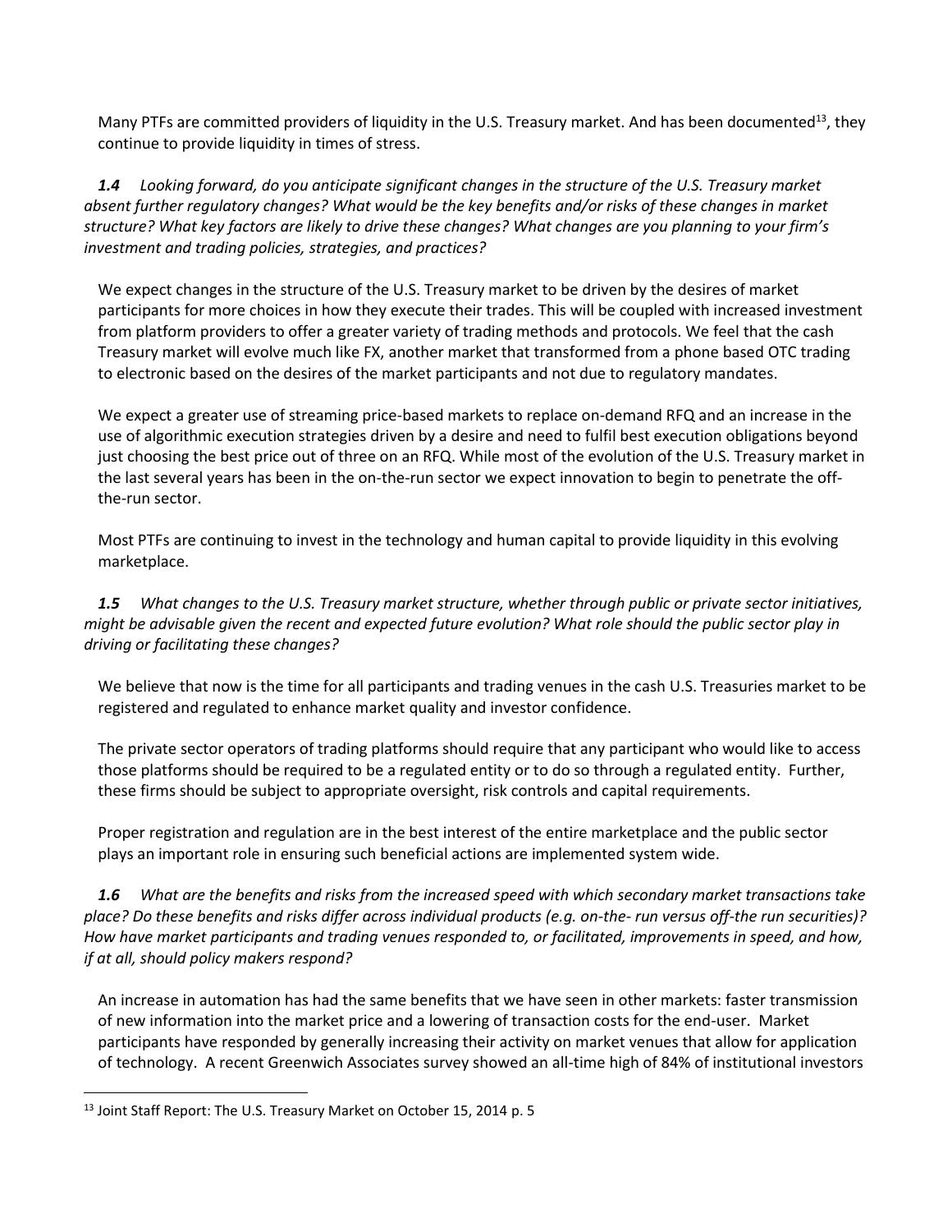Many PTFs are committed providers of liquidity in the U.S. Treasury market. And has been documented[13], they continue to provide liquidity in times of stress.

***1.4*** *Looking forward, do you anticipate significant changes in the structure of the U.S. Treasury market absent further regulatory changes? What would be the key benefits and/or risks of these changes in market structure? What key factors are likely to drive these changes? What changes are you planning to your firm's investment and trading policies, strategies, and practices?*

We expect changes in the structure of the U.S. Treasury market to be driven by the desires of market participants for more choices in how they execute their trades. This will be coupled with increased investment from platform providers to offer a greater variety of trading methods and protocols. We feel that the cash Treasury market will evolve much like FX, another market that transformed from a phone based OTC trading to electronic based on the desires of the market participants and not due to regulatory mandates.

We expect a greater use of streaming price-based markets to replace on-demand RFQ and an increase in the use of algorithmic execution strategies driven by a desire and need to fulfil best execution obligations beyond just choosing the best price out of three on an RFQ. While most of the evolution of the U.S. Treasury market in the last several years has been in the on-the-run sector we expect innovation to begin to penetrate the off-the-run sector.

Most PTFs are continuing to invest in the technology and human capital to provide liquidity in this evolving marketplace.

***1.5*** *What changes to the U.S. Treasury market structure, whether through public or private sector initiatives, might be advisable given the recent and expected future evolution? What role should the public sector play in driving or facilitating these changes?*

We believe that now is the time for all participants and trading venues in the cash U.S. Treasuries market to be registered and regulated to enhance market quality and investor confidence.

The private sector operators of trading platforms should require that any participant who would like to access those platforms should be required to be a regulated entity or to do so through a regulated entity. Further, these firms should be subject to appropriate oversight, risk controls and capital requirements.

Proper registration and regulation are in the best interest of the entire marketplace and the public sector plays an important role in ensuring such beneficial actions are implemented system wide.

***1.6*** *What are the benefits and risks from the increased speed with which secondary market transactions take place? Do these benefits and risks differ across individual products (e.g. on-the- run versus off-the run securities)? How have market participants and trading venues responded to, or facilitated, improvements in speed, and how, if at all, should policy makers respond?*

An increase in automation has had the same benefits that we have seen in other markets: faster transmission of new information into the market price and a lowering of transaction costs for the end-user. Market participants have responded by generally increasing their activity on market venues that allow for application of technology. A recent Greenwich Associates survey showed an all-time high of 84% of institutional investors

[13] Joint Staff Report: The U.S. Treasury Market on October 15, 2014 p. 5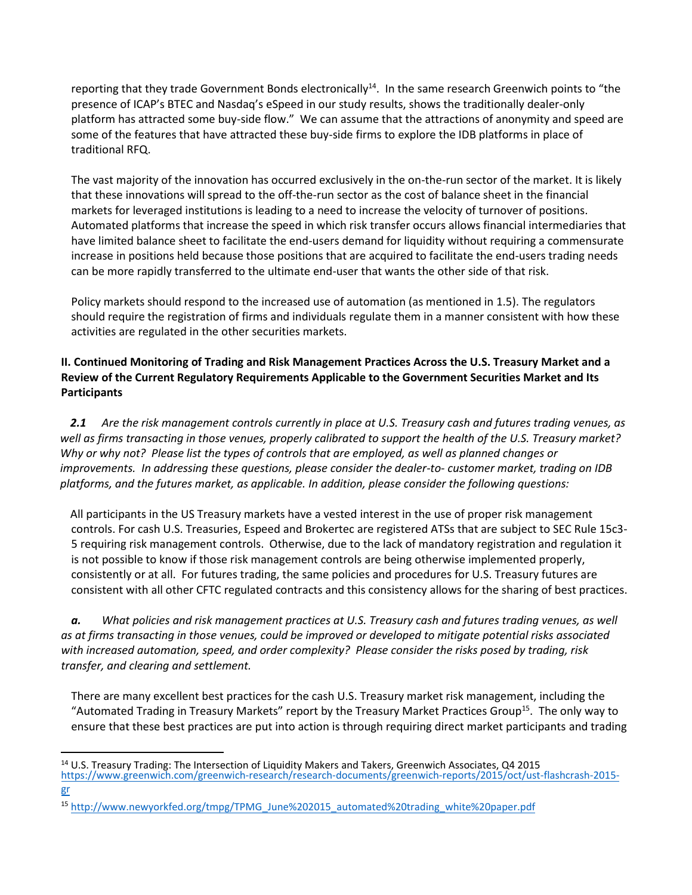reporting that they trade Government Bonds electronically[14]. In the same research Greenwich points to "the presence of ICAP's BTEC and Nasdaq's eSpeed in our study results, shows the traditionally dealer-only platform has attracted some buy-side flow." We can assume that the attractions of anonymity and speed are some of the features that have attracted these buy-side firms to explore the IDB platforms in place of traditional RFQ.

The vast majority of the innovation has occurred exclusively in the on-the-run sector of the market. It is likely that these innovations will spread to the off-the-run sector as the cost of balance sheet in the financial markets for leveraged institutions is leading to a need to increase the velocity of turnover of positions. Automated platforms that increase the speed in which risk transfer occurs allows financial intermediaries that have limited balance sheet to facilitate the end-users demand for liquidity without requiring a commensurate increase in positions held because those positions that are acquired to facilitate the end-users trading needs can be more rapidly transferred to the ultimate end-user that wants the other side of that risk.

Policy markets should respond to the increased use of automation (as mentioned in 1.5). The regulators should require the registration of firms and individuals regulate them in a manner consistent with how these activities are regulated in the other securities markets.

**II. Continued Monitoring of Trading and Risk Management Practices Across the U.S. Treasury Market and a Review of the Current Regulatory Requirements Applicable to the Government Securities Market and Its Participants**

***2.1*** *Are the risk management controls currently in place at U.S. Treasury cash and futures trading venues, as well as firms transacting in those venues, properly calibrated to support the health of the U.S. Treasury market? Why or why not? Please list the types of controls that are employed, as well as planned changes or improvements. In addressing these questions, please consider the dealer-to- customer market, trading on IDB platforms, and the futures market, as applicable. In addition, please consider the following questions:*

All participants in the US Treasury markets have a vested interest in the use of proper risk management controls. For cash U.S. Treasuries, Espeed and Brokertec are registered ATSs that are subject to SEC Rule 15c3-5 requiring risk management controls. Otherwise, due to the lack of mandatory registration and regulation it is not possible to know if those risk management controls are being otherwise implemented properly, consistently or at all. For futures trading, the same policies and procedures for U.S. Treasury futures are consistent with all other CFTC regulated contracts and this consistency allows for the sharing of best practices.

***a.*** *What policies and risk management practices at U.S. Treasury cash and futures trading venues, as well as at firms transacting in those venues, could be improved or developed to mitigate potential risks associated with increased automation, speed, and order complexity? Please consider the risks posed by trading, risk transfer, and clearing and settlement.*

There are many excellent best practices for the cash U.S. Treasury market risk management, including the "Automated Trading in Treasury Markets" report by the Treasury Market Practices Group[15]. The only way to ensure that these best practices are put into action is through requiring direct market participants and trading

---

[14] U.S. Treasury Trading: The Intersection of Liquidity Makers and Takers, Greenwich Associates, Q4 2015 https://www.greenwich.com/greenwich-research/research-documents/greenwich-reports/2015/oct/ust-flashcrash-2015-gr

[15] http://www.newyorkfed.org/tmpg/TPMG_June%202015_automated%20trading_white%20paper.pdf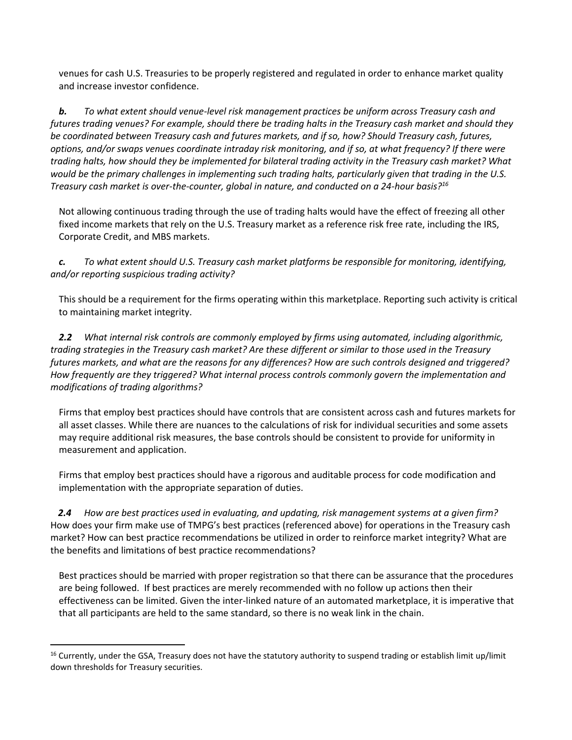venues for cash U.S. Treasuries to be properly registered and regulated in order to enhance market quality and increase investor confidence.

***b.*** *To what extent should venue-level risk management practices be uniform across Treasury cash and futures trading venues? For example, should there be trading halts in the Treasury cash market and should they be coordinated between Treasury cash and futures markets, and if so, how? Should Treasury cash, futures, options, and/or swaps venues coordinate intraday risk monitoring, and if so, at what frequency? If there were trading halts, how should they be implemented for bilateral trading activity in the Treasury cash market? What would be the primary challenges in implementing such trading halts, particularly given that trading in the U.S. Treasury cash market is over-the-counter, global in nature, and conducted on a 24-hour basis?*[16]

Not allowing continuous trading through the use of trading halts would have the effect of freezing all other fixed income markets that rely on the U.S. Treasury market as a reference risk free rate, including the IRS, Corporate Credit, and MBS markets.

***c.*** *To what extent should U.S. Treasury cash market platforms be responsible for monitoring, identifying, and/or reporting suspicious trading activity?*

This should be a requirement for the firms operating within this marketplace. Reporting such activity is critical to maintaining market integrity.

***2.2*** *What internal risk controls are commonly employed by firms using automated, including algorithmic, trading strategies in the Treasury cash market? Are these different or similar to those used in the Treasury futures markets, and what are the reasons for any differences? How are such controls designed and triggered? How frequently are they triggered? What internal process controls commonly govern the implementation and modifications of trading algorithms?*

Firms that employ best practices should have controls that are consistent across cash and futures markets for all asset classes. While there are nuances to the calculations of risk for individual securities and some assets may require additional risk measures, the base controls should be consistent to provide for uniformity in measurement and application.

Firms that employ best practices should have a rigorous and auditable process for code modification and implementation with the appropriate separation of duties.

***2.4*** *How are best practices used in evaluating, and updating, risk management systems at a given firm?* How does your firm make use of TMPG's best practices (referenced above) for operations in the Treasury cash market? How can best practice recommendations be utilized in order to reinforce market integrity? What are the benefits and limitations of best practice recommendations?

Best practices should be married with proper registration so that there can be assurance that the procedures are being followed. If best practices are merely recommended with no follow up actions then their effectiveness can be limited. Given the inter-linked nature of an automated marketplace, it is imperative that that all participants are held to the same standard, so there is no weak link in the chain.

[16] Currently, under the GSA, Treasury does not have the statutory authority to suspend trading or establish limit up/limit down thresholds for Treasury securities.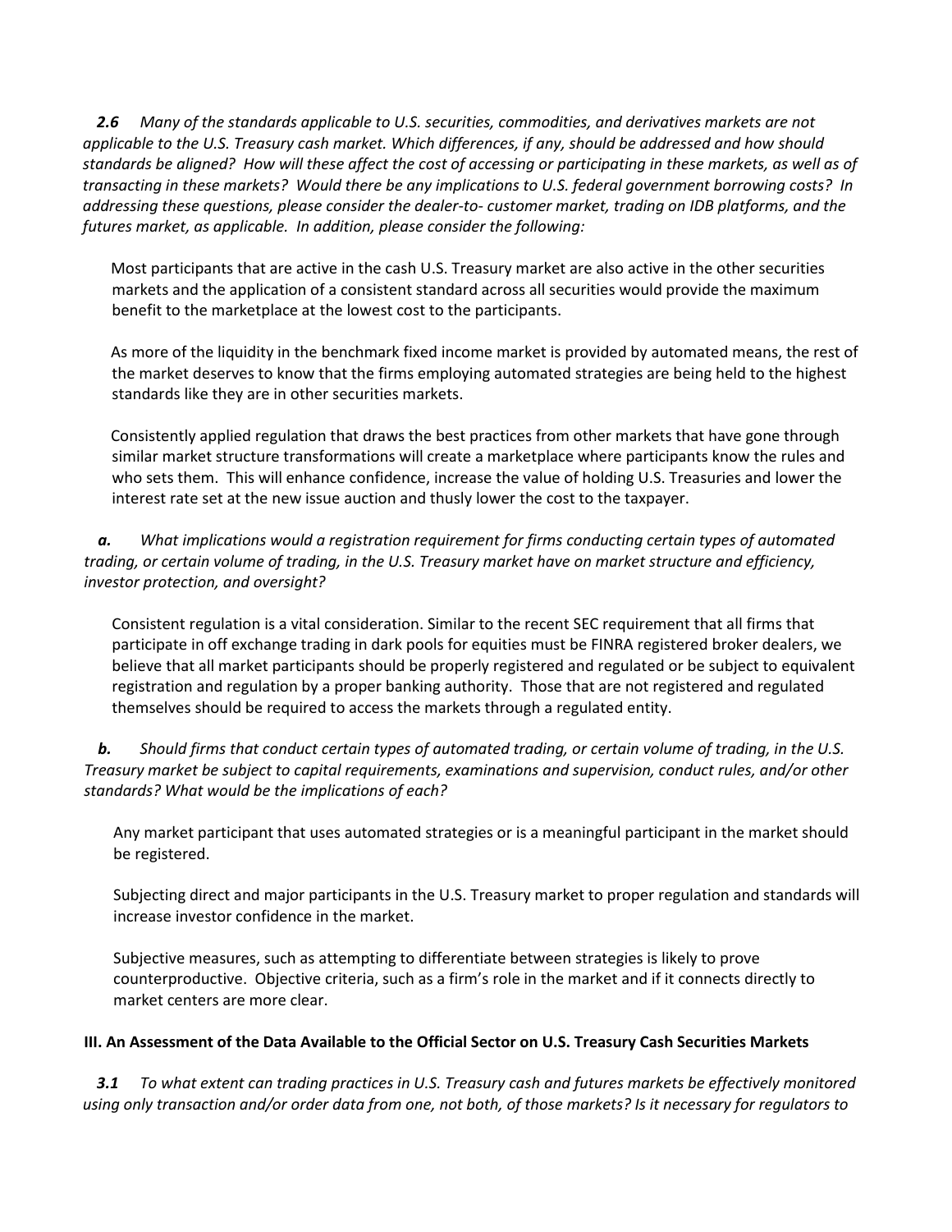***2.6*** *Many of the standards applicable to U.S. securities, commodities, and derivatives markets are not applicable to the U.S. Treasury cash market. Which differences, if any, should be addressed and how should standards be aligned? How will these affect the cost of accessing or participating in these markets, as well as of transacting in these markets? Would there be any implications to U.S. federal government borrowing costs? In addressing these questions, please consider the dealer-to- customer market, trading on IDB platforms, and the futures market, as applicable. In addition, please consider the following:*

Most participants that are active in the cash U.S. Treasury market are also active in the other securities markets and the application of a consistent standard across all securities would provide the maximum benefit to the marketplace at the lowest cost to the participants.

As more of the liquidity in the benchmark fixed income market is provided by automated means, the rest of the market deserves to know that the firms employing automated strategies are being held to the highest standards like they are in other securities markets.

Consistently applied regulation that draws the best practices from other markets that have gone through similar market structure transformations will create a marketplace where participants know the rules and who sets them. This will enhance confidence, increase the value of holding U.S. Treasuries and lower the interest rate set at the new issue auction and thusly lower the cost to the taxpayer.

***a.*** *What implications would a registration requirement for firms conducting certain types of automated trading, or certain volume of trading, in the U.S. Treasury market have on market structure and efficiency, investor protection, and oversight?*

Consistent regulation is a vital consideration. Similar to the recent SEC requirement that all firms that participate in off exchange trading in dark pools for equities must be FINRA registered broker dealers, we believe that all market participants should be properly registered and regulated or be subject to equivalent registration and regulation by a proper banking authority. Those that are not registered and regulated themselves should be required to access the markets through a regulated entity.

***b.*** *Should firms that conduct certain types of automated trading, or certain volume of trading, in the U.S. Treasury market be subject to capital requirements, examinations and supervision, conduct rules, and/or other standards? What would be the implications of each?*

Any market participant that uses automated strategies or is a meaningful participant in the market should be registered.

Subjecting direct and major participants in the U.S. Treasury market to proper regulation and standards will increase investor confidence in the market.

Subjective measures, such as attempting to differentiate between strategies is likely to prove counterproductive. Objective criteria, such as a firm's role in the market and if it connects directly to market centers are more clear.

### III. An Assessment of the Data Available to the Official Sector on U.S. Treasury Cash Securities Markets

***3.1*** *To what extent can trading practices in U.S. Treasury cash and futures markets be effectively monitored using only transaction and/or order data from one, not both, of those markets? Is it necessary for regulators to*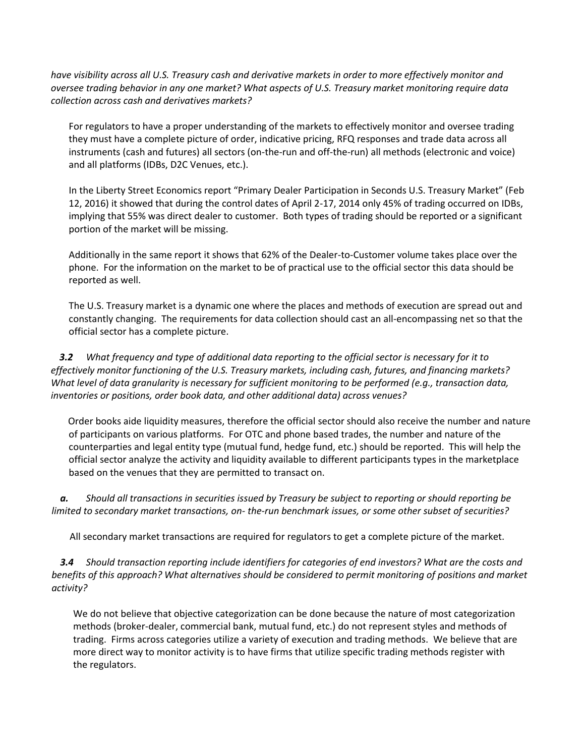*have visibility across all U.S. Treasury cash and derivative markets in order to more effectively monitor and oversee trading behavior in any one market? What aspects of U.S. Treasury market monitoring require data collection across cash and derivatives markets?*

For regulators to have a proper understanding of the markets to effectively monitor and oversee trading they must have a complete picture of order, indicative pricing, RFQ responses and trade data across all instruments (cash and futures) all sectors (on-the-run and off-the-run) all methods (electronic and voice) and all platforms (IDBs, D2C Venues, etc.).

In the Liberty Street Economics report "Primary Dealer Participation in Seconds U.S. Treasury Market" (Feb 12, 2016) it showed that during the control dates of April 2-17, 2014 only 45% of trading occurred on IDBs, implying that 55% was direct dealer to customer. Both types of trading should be reported or a significant portion of the market will be missing.

Additionally in the same report it shows that 62% of the Dealer-to-Customer volume takes place over the phone. For the information on the market to be of practical use to the official sector this data should be reported as well.

The U.S. Treasury market is a dynamic one where the places and methods of execution are spread out and constantly changing. The requirements for data collection should cast an all-encompassing net so that the official sector has a complete picture.

***3.2*** *What frequency and type of additional data reporting to the official sector is necessary for it to effectively monitor functioning of the U.S. Treasury markets, including cash, futures, and financing markets? What level of data granularity is necessary for sufficient monitoring to be performed (e.g., transaction data, inventories or positions, order book data, and other additional data) across venues?*

Order books aide liquidity measures, therefore the official sector should also receive the number and nature of participants on various platforms. For OTC and phone based trades, the number and nature of the counterparties and legal entity type (mutual fund, hedge fund, etc.) should be reported. This will help the official sector analyze the activity and liquidity available to different participants types in the marketplace based on the venues that they are permitted to transact on.

***a.*** *Should all transactions in securities issued by Treasury be subject to reporting or should reporting be limited to secondary market transactions, on- the-run benchmark issues, or some other subset of securities?*

All secondary market transactions are required for regulators to get a complete picture of the market.

***3.4*** *Should transaction reporting include identifiers for categories of end investors? What are the costs and benefits of this approach? What alternatives should be considered to permit monitoring of positions and market activity?*

We do not believe that objective categorization can be done because the nature of most categorization methods (broker-dealer, commercial bank, mutual fund, etc.) do not represent styles and methods of trading. Firms across categories utilize a variety of execution and trading methods. We believe that are more direct way to monitor activity is to have firms that utilize specific trading methods register with the regulators.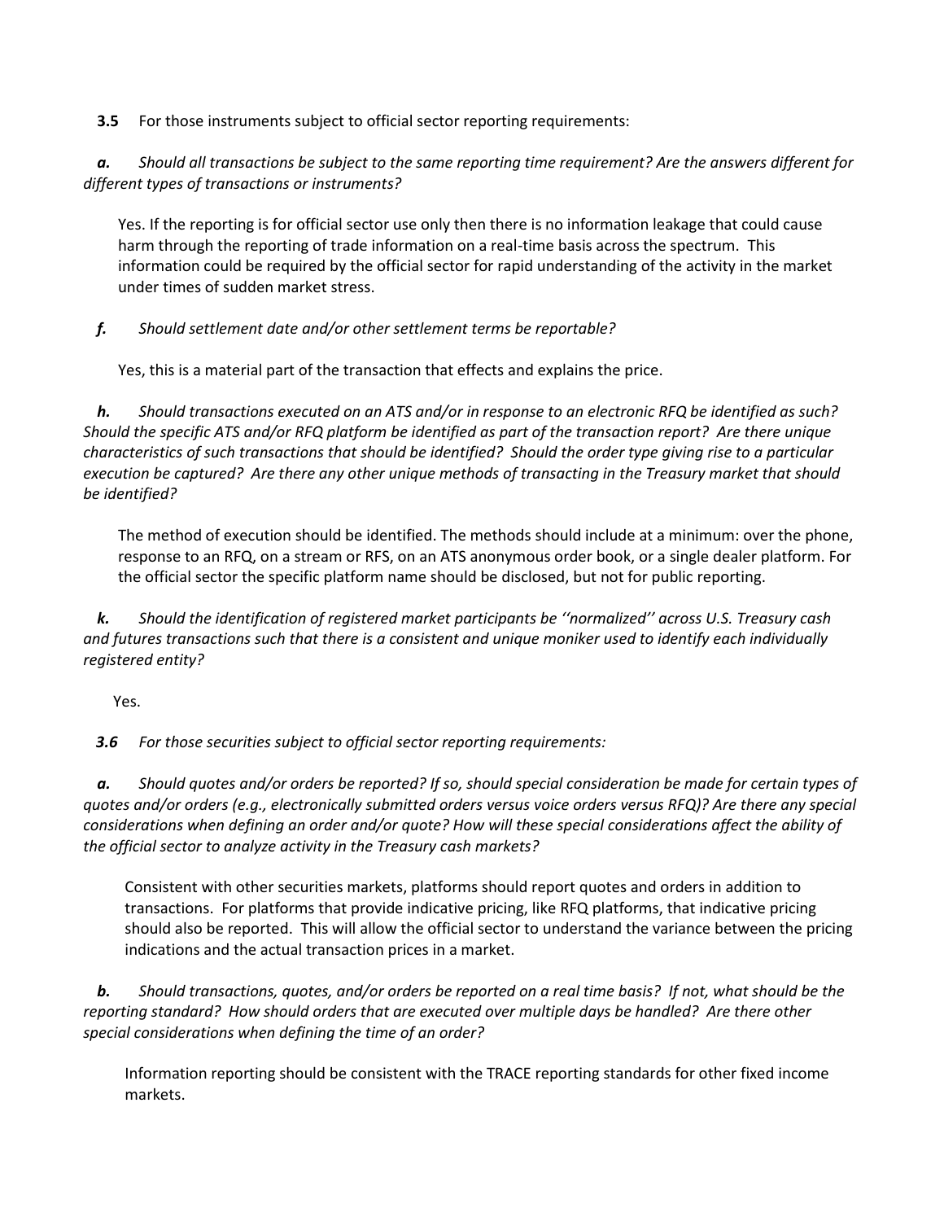**3.5** For those instruments subject to official sector reporting requirements:

***a.*** *Should all transactions be subject to the same reporting time requirement? Are the answers different for different types of transactions or instruments?*

Yes. If the reporting is for official sector use only then there is no information leakage that could cause harm through the reporting of trade information on a real-time basis across the spectrum. This information could be required by the official sector for rapid understanding of the activity in the market under times of sudden market stress.

***f.*** *Should settlement date and/or other settlement terms be reportable?*

Yes, this is a material part of the transaction that effects and explains the price.

***h.*** *Should transactions executed on an ATS and/or in response to an electronic RFQ be identified as such? Should the specific ATS and/or RFQ platform be identified as part of the transaction report? Are there unique characteristics of such transactions that should be identified? Should the order type giving rise to a particular execution be captured? Are there any other unique methods of transacting in the Treasury market that should be identified?*

The method of execution should be identified. The methods should include at a minimum: over the phone, response to an RFQ, on a stream or RFS, on an ATS anonymous order book, or a single dealer platform. For the official sector the specific platform name should be disclosed, but not for public reporting.

***k.*** *Should the identification of registered market participants be ''normalized'' across U.S. Treasury cash and futures transactions such that there is a consistent and unique moniker used to identify each individually registered entity?*

Yes.

***3.6*** *For those securities subject to official sector reporting requirements:*

***a.*** *Should quotes and/or orders be reported? If so, should special consideration be made for certain types of quotes and/or orders (e.g., electronically submitted orders versus voice orders versus RFQ)? Are there any special considerations when defining an order and/or quote? How will these special considerations affect the ability of the official sector to analyze activity in the Treasury cash markets?*

Consistent with other securities markets, platforms should report quotes and orders in addition to transactions. For platforms that provide indicative pricing, like RFQ platforms, that indicative pricing should also be reported. This will allow the official sector to understand the variance between the pricing indications and the actual transaction prices in a market.

***b.*** *Should transactions, quotes, and/or orders be reported on a real time basis? If not, what should be the reporting standard? How should orders that are executed over multiple days be handled? Are there other special considerations when defining the time of an order?*

Information reporting should be consistent with the TRACE reporting standards for other fixed income markets.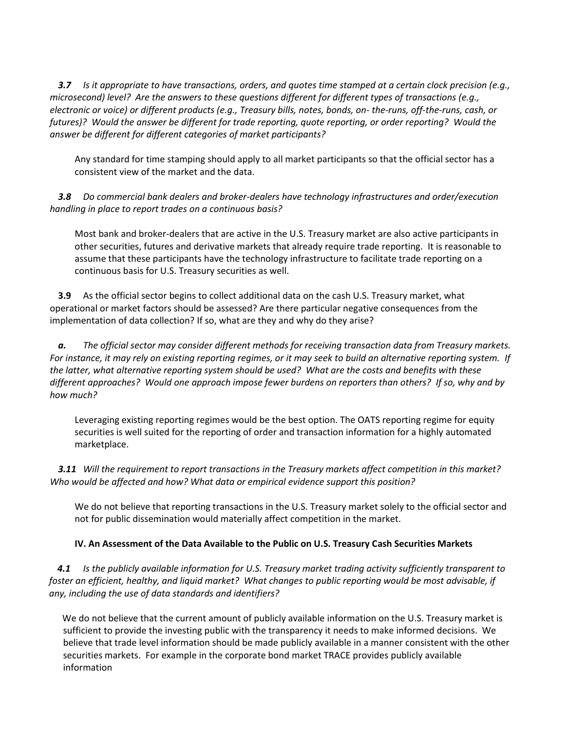***3.7*** *Is it appropriate to have transactions, orders, and quotes time stamped at a certain clock precision (e.g., microsecond) level? Are the answers to these questions different for different types of transactions (e.g., electronic or voice) or different products (e.g., Treasury bills, notes, bonds, on- the-runs, off-the-runs, cash, or futures)? Would the answer be different for trade reporting, quote reporting, or order reporting? Would the answer be different for different categories of market participants?*

Any standard for time stamping should apply to all market participants so that the official sector has a consistent view of the market and the data.

***3.8*** *Do commercial bank dealers and broker-dealers have technology infrastructures and order/execution handling in place to report trades on a continuous basis?*

Most bank and broker-dealers that are active in the U.S. Treasury market are also active participants in other securities, futures and derivative markets that already require trade reporting. It is reasonable to assume that these participants have the technology infrastructure to facilitate trade reporting on a continuous basis for U.S. Treasury securities as well.

**3.9** As the official sector begins to collect additional data on the cash U.S. Treasury market, what operational or market factors should be assessed? Are there particular negative consequences from the implementation of data collection? If so, what are they and why do they arise?

***a.*** *The official sector may consider different methods for receiving transaction data from Treasury markets. For instance, it may rely on existing reporting regimes, or it may seek to build an alternative reporting system. If the latter, what alternative reporting system should be used? What are the costs and benefits with these different approaches? Would one approach impose fewer burdens on reporters than others? If so, why and by how much?*

Leveraging existing reporting regimes would be the best option. The OATS reporting regime for equity securities is well suited for the reporting of order and transaction information for a highly automated marketplace.

***3.11*** *Will the requirement to report transactions in the Treasury markets affect competition in this market? Who would be affected and how? What data or empirical evidence support this position?*

We do not believe that reporting transactions in the U.S. Treasury market solely to the official sector and not for public dissemination would materially affect competition in the market.

**IV. An Assessment of the Data Available to the Public on U.S. Treasury Cash Securities Markets**

***4.1*** *Is the publicly available information for U.S. Treasury market trading activity sufficiently transparent to foster an efficient, healthy, and liquid market? What changes to public reporting would be most advisable, if any, including the use of data standards and identifiers?*

We do not believe that the current amount of publicly available information on the U.S. Treasury market is sufficient to provide the investing public with the transparency it needs to make informed decisions. We believe that trade level information should be made publicly available in a manner consistent with the other securities markets. For example in the corporate bond market TRACE provides publicly available information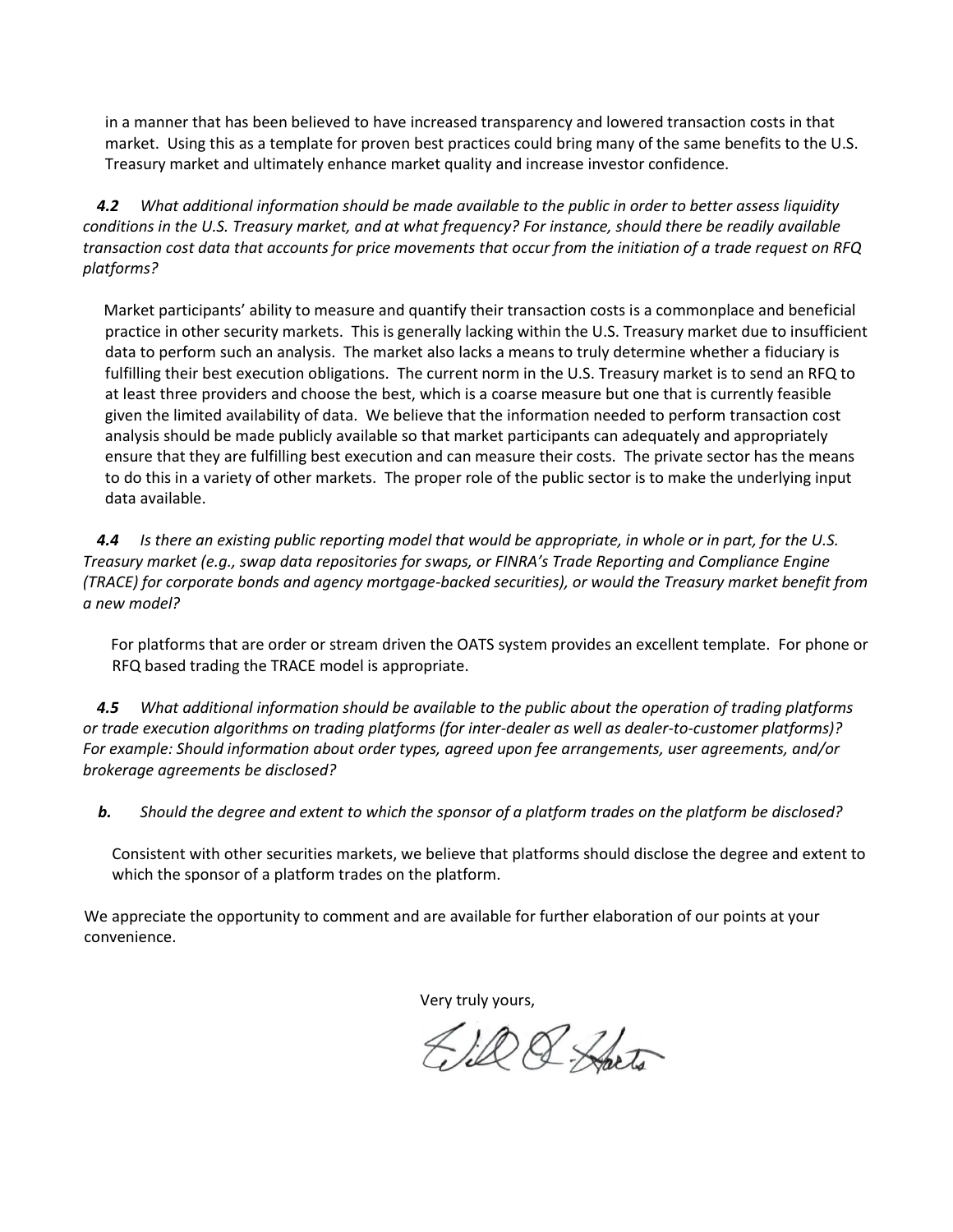in a manner that has been believed to have increased transparency and lowered transaction costs in that market. Using this as a template for proven best practices could bring many of the same benefits to the U.S. Treasury market and ultimately enhance market quality and increase investor confidence.

***4.2*** *What additional information should be made available to the public in order to better assess liquidity conditions in the U.S. Treasury market, and at what frequency? For instance, should there be readily available transaction cost data that accounts for price movements that occur from the initiation of a trade request on RFQ platforms?*

Market participants' ability to measure and quantify their transaction costs is a commonplace and beneficial practice in other security markets. This is generally lacking within the U.S. Treasury market due to insufficient data to perform such an analysis. The market also lacks a means to truly determine whether a fiduciary is fulfilling their best execution obligations. The current norm in the U.S. Treasury market is to send an RFQ to at least three providers and choose the best, which is a coarse measure but one that is currently feasible given the limited availability of data. We believe that the information needed to perform transaction cost analysis should be made publicly available so that market participants can adequately and appropriately ensure that they are fulfilling best execution and can measure their costs. The private sector has the means to do this in a variety of other markets. The proper role of the public sector is to make the underlying input data available.

***4.4*** *Is there an existing public reporting model that would be appropriate, in whole or in part, for the U.S. Treasury market (e.g., swap data repositories for swaps, or FINRA's Trade Reporting and Compliance Engine (TRACE) for corporate bonds and agency mortgage-backed securities), or would the Treasury market benefit from a new model?*

For platforms that are order or stream driven the OATS system provides an excellent template. For phone or RFQ based trading the TRACE model is appropriate.

***4.5*** *What additional information should be available to the public about the operation of trading platforms or trade execution algorithms on trading platforms (for inter-dealer as well as dealer-to-customer platforms)? For example: Should information about order types, agreed upon fee arrangements, user agreements, and/or brokerage agreements be disclosed?*

***b.*** *Should the degree and extent to which the sponsor of a platform trades on the platform be disclosed?*

Consistent with other securities markets, we believe that platforms should disclose the degree and extent to which the sponsor of a platform trades on the platform.

We appreciate the opportunity to comment and are available for further elaboration of our points at your convenience.

Very truly yours,